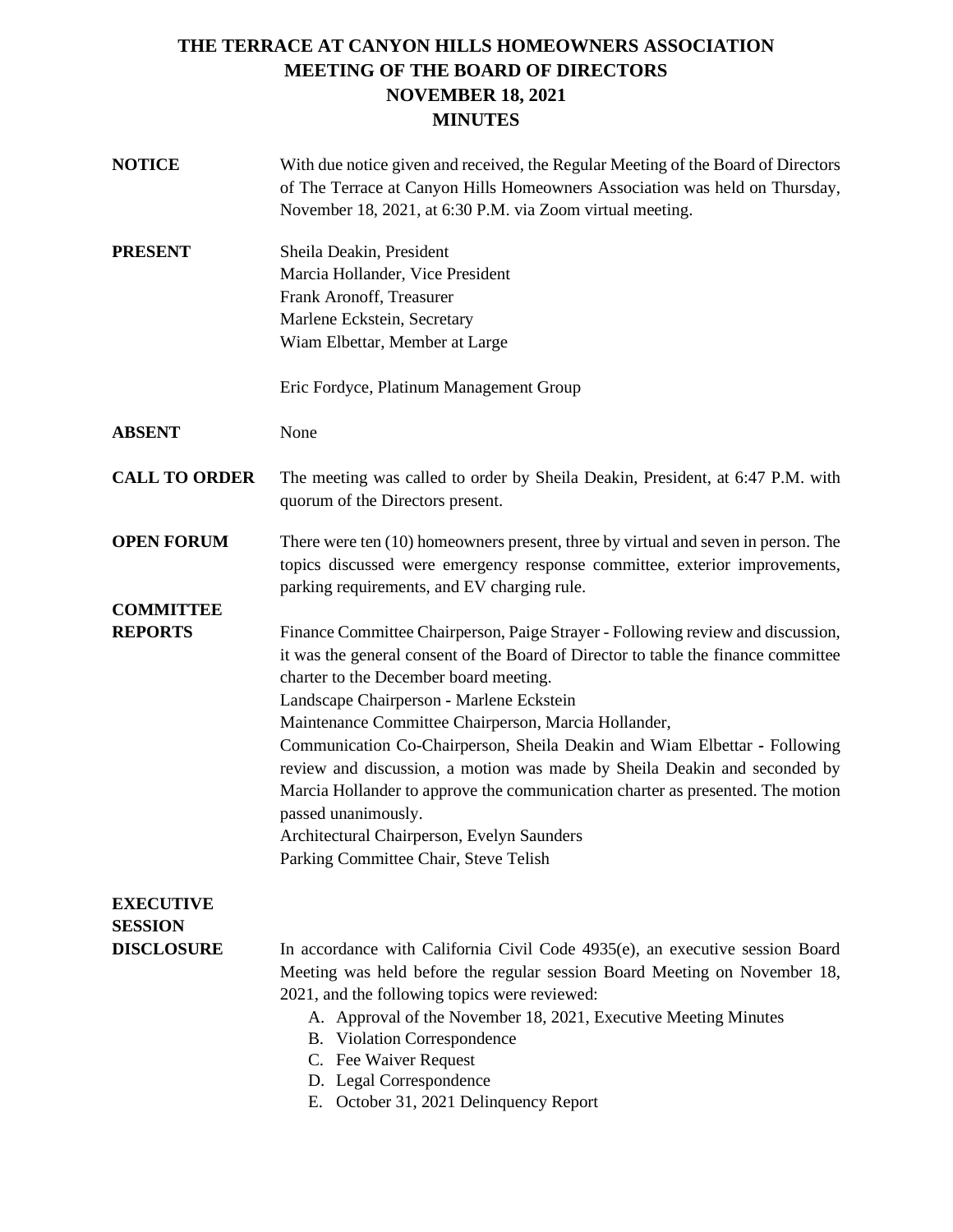# THE TERRACE AT CANYON HILLS HOMEOWNERS ASSOCIATION
# MEETING OF THE BOARD OF DIRECTORS
# NOVEMBER 18, 2021
# MINUTES

**NOTICE**

With due notice given and received, the Regular Meeting of the Board of Directors of The Terrace at Canyon Hills Homeowners Association was held on Thursday, November 18, 2021, at 6:30 P.M. via Zoom virtual meeting.

**PRESENT**

Sheila Deakin, President
Marcia Hollander, Vice President
Frank Aronoff, Treasurer
Marlene Eckstein, Secretary
Wiam Elbettar, Member at Large

Eric Fordyce, Platinum Management Group

**ABSENT**

None

**CALL TO ORDER**

The meeting was called to order by Sheila Deakin, President, at 6:47 P.M. with quorum of the Directors present.

**OPEN FORUM**

There were ten (10) homeowners present, three by virtual and seven in person. The topics discussed were emergency response committee, exterior improvements, parking requirements, and EV charging rule.

**COMMITTEE REPORTS**

Finance Committee Chairperson, Paige Strayer - Following review and discussion, it was the general consent of the Board of Director to table the finance committee charter to the December board meeting.
Landscape Chairperson - Marlene Eckstein
Maintenance Committee Chairperson, Marcia Hollander,
Communication Co-Chairperson, Sheila Deakin and Wiam Elbettar - Following review and discussion, a motion was made by Sheila Deakin and seconded by Marcia Hollander to approve the communication charter as presented. The motion passed unanimously.
Architectural Chairperson, Evelyn Saunders
Parking Committee Chair, Steve Telish

**EXECUTIVE SESSION DISCLOSURE**

In accordance with California Civil Code 4935(e), an executive session Board Meeting was held before the regular session Board Meeting on November 18, 2021, and the following topics were reviewed:

A. Approval of the November 18, 2021, Executive Meeting Minutes
B. Violation Correspondence
C. Fee Waiver Request
D. Legal Correspondence
E. October 31, 2021 Delinquency Report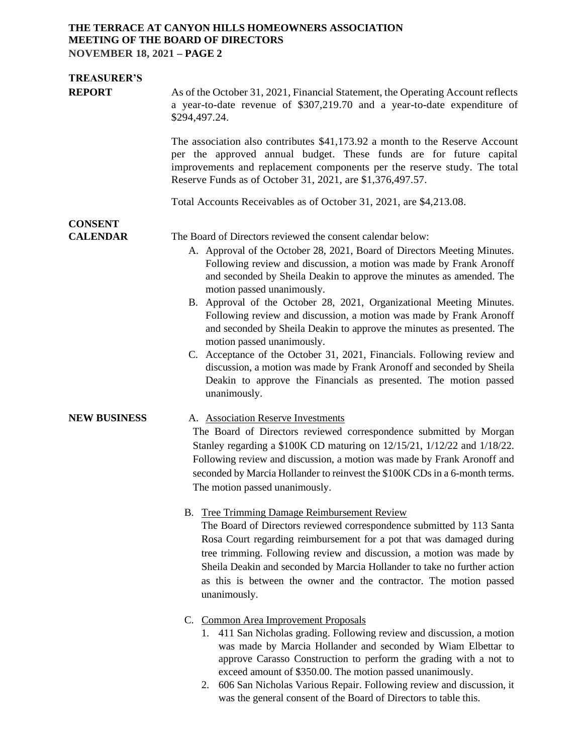**TREASURER'S REPORT**

As of the October 31, 2021, Financial Statement, the Operating Account reflects a year-to-date revenue of $307,219.70 and a year-to-date expenditure of $294,497.24.

The association also contributes $41,173.92 a month to the Reserve Account per the approved annual budget. These funds are for future capital improvements and replacement components per the reserve study. The total Reserve Funds as of October 31, 2021, are $1,376,497.57.

Total Accounts Receivables as of October 31, 2021, are $4,213.08.

**CONSENT CALENDAR**

The Board of Directors reviewed the consent calendar below:

A. Approval of the October 28, 2021, Board of Directors Meeting Minutes. Following review and discussion, a motion was made by Frank Aronoff and seconded by Sheila Deakin to approve the minutes as amended. The motion passed unanimously.
B. Approval of the October 28, 2021, Organizational Meeting Minutes. Following review and discussion, a motion was made by Frank Aronoff and seconded by Sheila Deakin to approve the minutes as presented. The motion passed unanimously.
C. Acceptance of the October 31, 2021, Financials. Following review and discussion, a motion was made by Frank Aronoff and seconded by Sheila Deakin to approve the Financials as presented. The motion passed unanimously.

**NEW BUSINESS**

A. Association Reserve Investments

The Board of Directors reviewed correspondence submitted by Morgan Stanley regarding a $100K CD maturing on 12/15/21, 1/12/22 and 1/18/22. Following review and discussion, a motion was made by Frank Aronoff and seconded by Marcia Hollander to reinvest the $100K CDs in a 6-month terms. The motion passed unanimously.

B. Tree Trimming Damage Reimbursement Review

The Board of Directors reviewed correspondence submitted by 113 Santa Rosa Court regarding reimbursement for a pot that was damaged during tree trimming. Following review and discussion, a motion was made by Sheila Deakin and seconded by Marcia Hollander to take no further action as this is between the owner and the contractor. The motion passed unanimously.

C. Common Area Improvement Proposals

1. 411 San Nicholas grading. Following review and discussion, a motion was made by Marcia Hollander and seconded by Wiam Elbettar to approve Carasso Construction to perform the grading with a not to exceed amount of $350.00. The motion passed unanimously.
2. 606 San Nicholas Various Repair. Following review and discussion, it was the general consent of the Board of Directors to table this.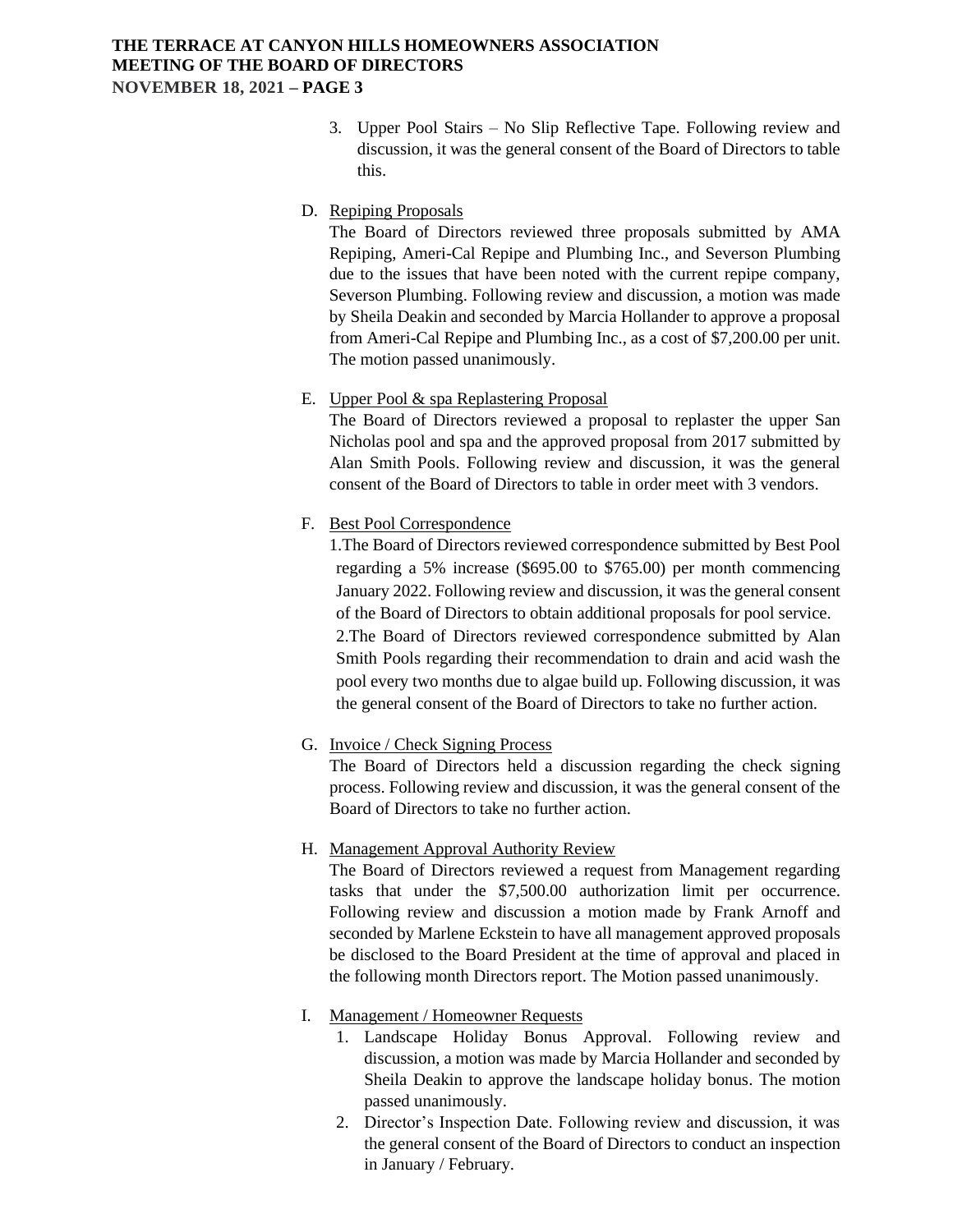3. Upper Pool Stairs – No Slip Reflective Tape. Following review and discussion, it was the general consent of the Board of Directors to table this.

D. Repiping Proposals

The Board of Directors reviewed three proposals submitted by AMA Repiping, Ameri-Cal Repipe and Plumbing Inc., and Severson Plumbing due to the issues that have been noted with the current repipe company, Severson Plumbing. Following review and discussion, a motion was made by Sheila Deakin and seconded by Marcia Hollander to approve a proposal from Ameri-Cal Repipe and Plumbing Inc., as a cost of $7,200.00 per unit. The motion passed unanimously.

E. Upper Pool & spa Replastering Proposal

The Board of Directors reviewed a proposal to replaster the upper San Nicholas pool and spa and the approved proposal from 2017 submitted by Alan Smith Pools. Following review and discussion, it was the general consent of the Board of Directors to table in order meet with 3 vendors.

F. Best Pool Correspondence

1.The Board of Directors reviewed correspondence submitted by Best Pool regarding a 5% increase ($695.00 to $765.00) per month commencing January 2022. Following review and discussion, it was the general consent of the Board of Directors to obtain additional proposals for pool service.

2.The Board of Directors reviewed correspondence submitted by Alan Smith Pools regarding their recommendation to drain and acid wash the pool every two months due to algae build up. Following discussion, it was the general consent of the Board of Directors to take no further action.

G. Invoice / Check Signing Process

The Board of Directors held a discussion regarding the check signing process. Following review and discussion, it was the general consent of the Board of Directors to take no further action.

H. Management Approval Authority Review

The Board of Directors reviewed a request from Management regarding tasks that under the $7,500.00 authorization limit per occurrence. Following review and discussion a motion made by Frank Arnoff and seconded by Marlene Eckstein to have all management approved proposals be disclosed to the Board President at the time of approval and placed in the following month Directors report. The Motion passed unanimously.

I. Management / Homeowner Requests

1. Landscape Holiday Bonus Approval. Following review and discussion, a motion was made by Marcia Hollander and seconded by Sheila Deakin to approve the landscape holiday bonus. The motion passed unanimously.
2. Director's Inspection Date. Following review and discussion, it was the general consent of the Board of Directors to conduct an inspection in January / February.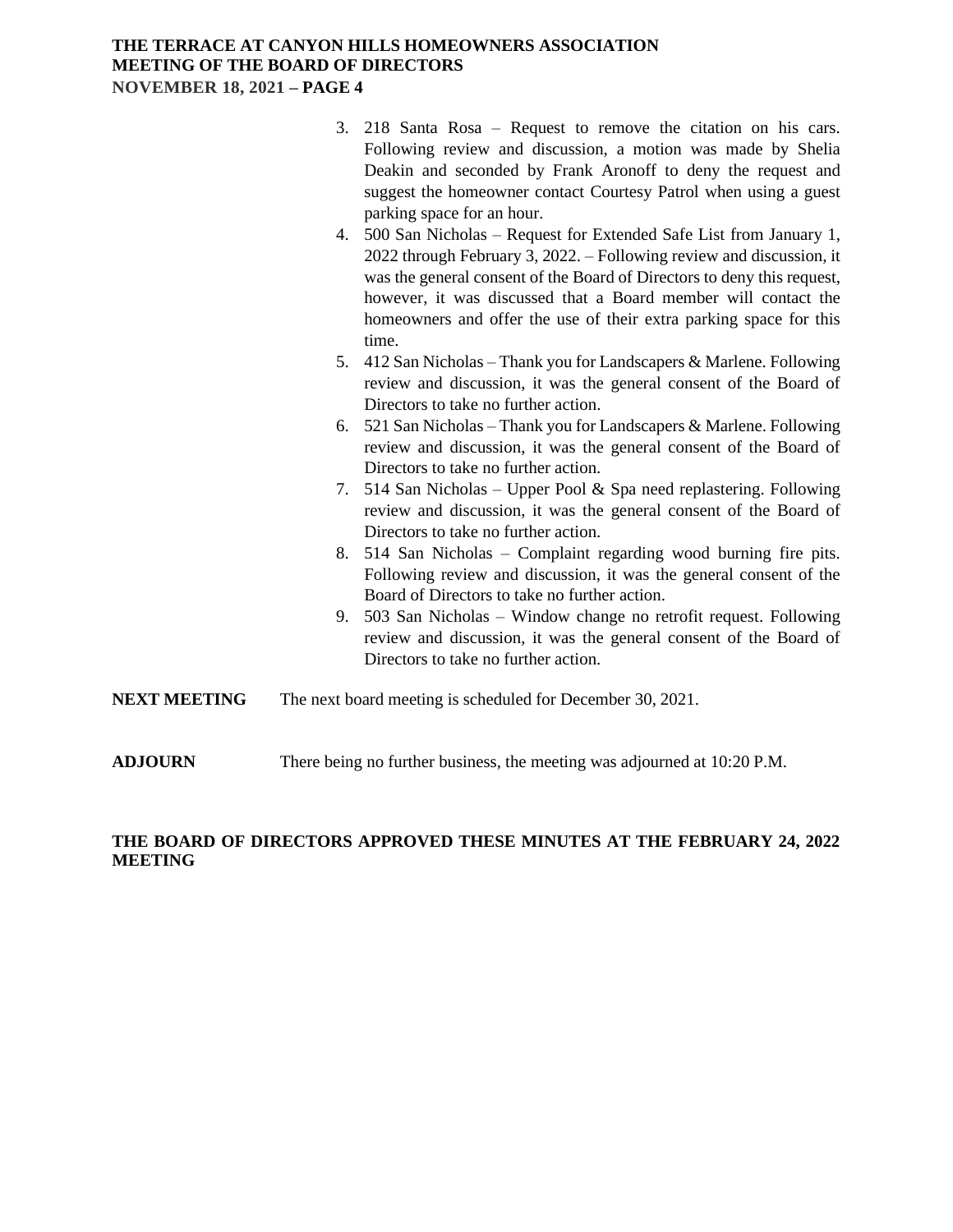3. 218 Santa Rosa – Request to remove the citation on his cars. Following review and discussion, a motion was made by Shelia Deakin and seconded by Frank Aronoff to deny the request and suggest the homeowner contact Courtesy Patrol when using a guest parking space for an hour.
4. 500 San Nicholas – Request for Extended Safe List from January 1, 2022 through February 3, 2022. – Following review and discussion, it was the general consent of the Board of Directors to deny this request, however, it was discussed that a Board member will contact the homeowners and offer the use of their extra parking space for this time.
5. 412 San Nicholas – Thank you for Landscapers & Marlene. Following review and discussion, it was the general consent of the Board of Directors to take no further action.
6. 521 San Nicholas – Thank you for Landscapers & Marlene. Following review and discussion, it was the general consent of the Board of Directors to take no further action.
7. 514 San Nicholas – Upper Pool & Spa need replastering. Following review and discussion, it was the general consent of the Board of Directors to take no further action.
8. 514 San Nicholas – Complaint regarding wood burning fire pits. Following review and discussion, it was the general consent of the Board of Directors to take no further action.
9. 503 San Nicholas – Window change no retrofit request. Following review and discussion, it was the general consent of the Board of Directors to take no further action.

**NEXT MEETING** The next board meeting is scheduled for December 30, 2021.

**ADJOURN** There being no further business, the meeting was adjourned at 10:20 P.M.

**THE BOARD OF DIRECTORS APPROVED THESE MINUTES AT THE FEBRUARY 24, 2022 MEETING**